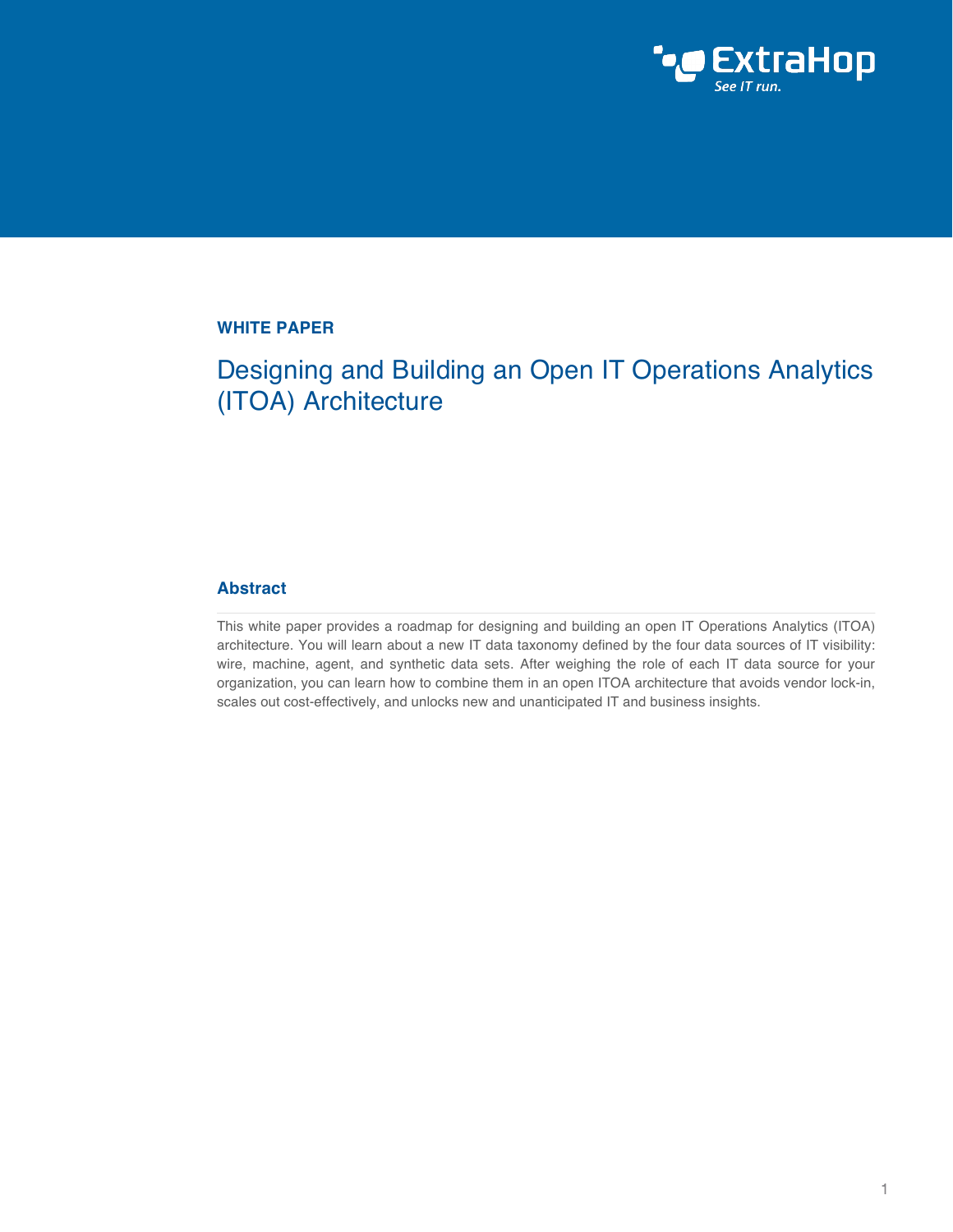ExtraHop
See IT run.

**WHITE PAPER**

# Designing and Building an Open IT Operations Analytics (ITOA) Architecture

## Abstract

This white paper provides a roadmap for designing and building an open IT Operations Analytics (ITOA) architecture. You will learn about a new IT data taxonomy defined by the four data sources of IT visibility: wire, machine, agent, and synthetic data sets. After weighing the role of each IT data source for your organization, you can learn how to combine them in an open ITOA architecture that avoids vendor lock-in, scales out cost-effectively, and unlocks new and unanticipated IT and business insights.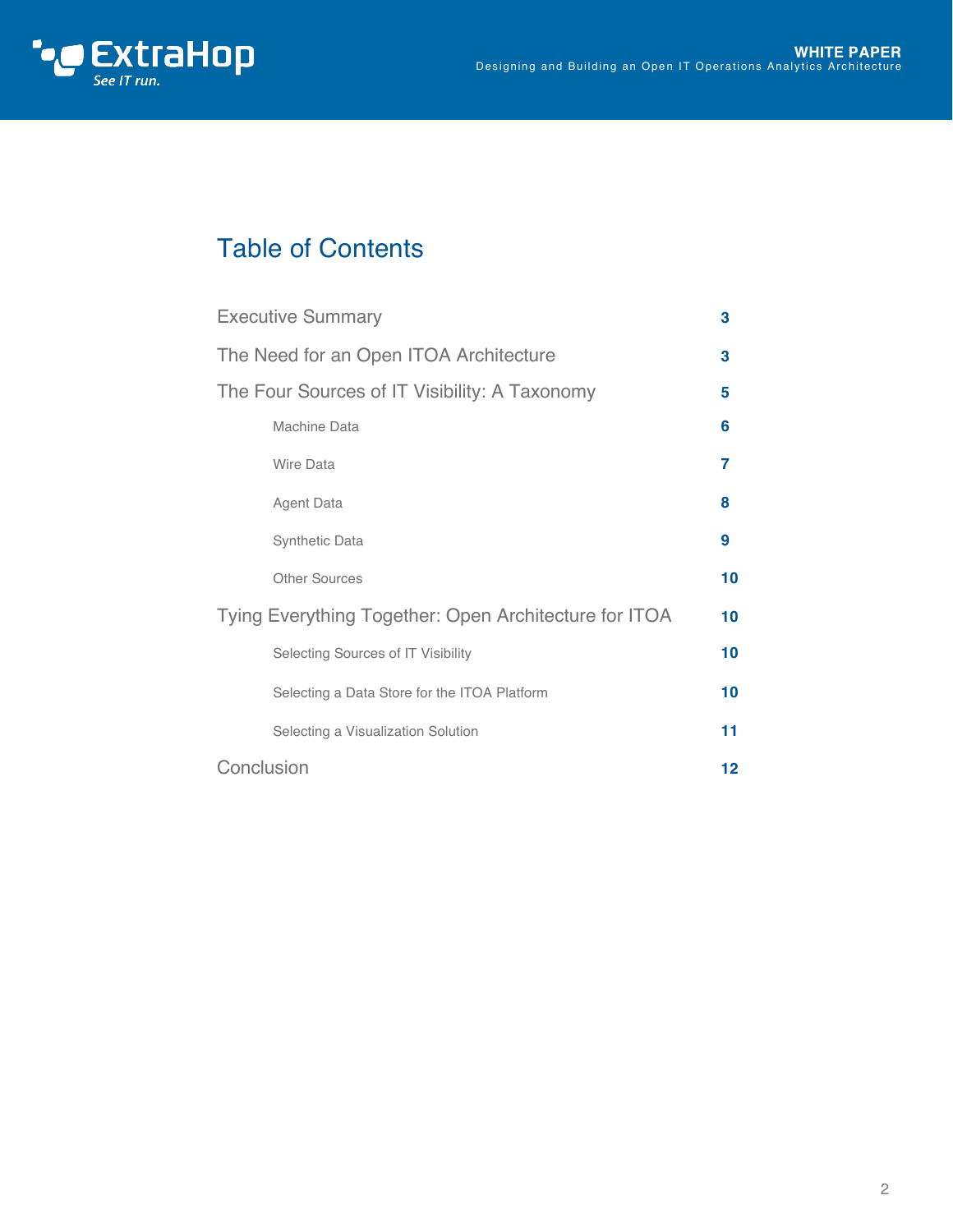# Table of Contents

| | |
|---|---|
| Executive Summary | 3 |
| The Need for an Open ITOA Architecture | 3 |
| The Four Sources of IT Visibility: A Taxonomy | 5 |
| Machine Data | 6 |
| Wire Data | 7 |
| Agent Data | 8 |
| Synthetic Data | 9 |
| Other Sources | 10 |
| Tying Everything Together: Open Architecture for ITOA | 10 |
| Selecting Sources of IT Visibility | 10 |
| Selecting a Data Store for the ITOA Platform | 10 |
| Selecting a Visualization Solution | 11 |
| Conclusion | 12 |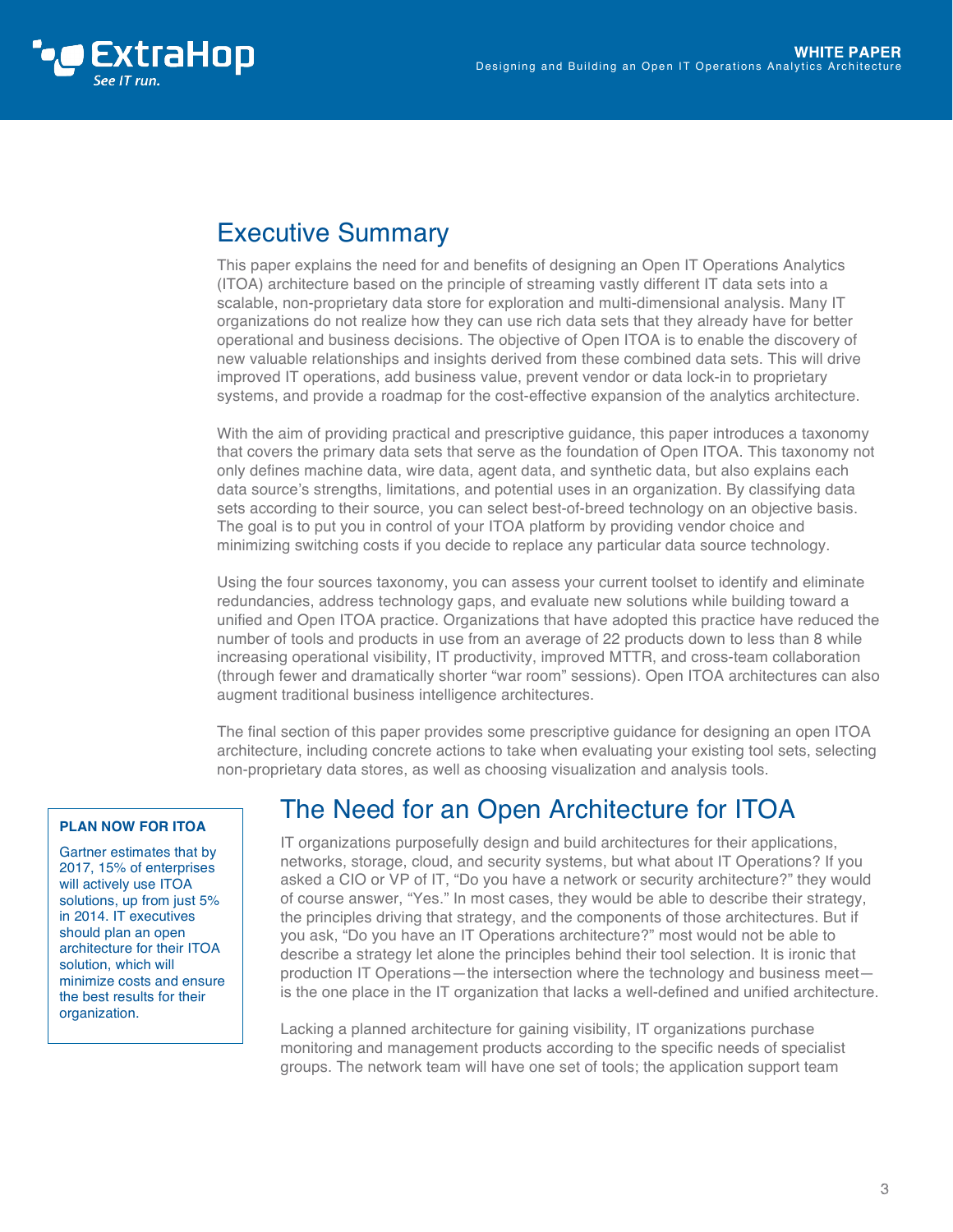# Executive Summary

This paper explains the need for and benefits of designing an Open IT Operations Analytics (ITOA) architecture based on the principle of streaming vastly different IT data sets into a scalable, non-proprietary data store for exploration and multi-dimensional analysis. Many IT organizations do not realize how they can use rich data sets that they already have for better operational and business decisions. The objective of Open ITOA is to enable the discovery of new valuable relationships and insights derived from these combined data sets. This will drive improved IT operations, add business value, prevent vendor or data lock-in to proprietary systems, and provide a roadmap for the cost-effective expansion of the analytics architecture.

With the aim of providing practical and prescriptive guidance, this paper introduces a taxonomy that covers the primary data sets that serve as the foundation of Open ITOA. This taxonomy not only defines machine data, wire data, agent data, and synthetic data, but also explains each data source's strengths, limitations, and potential uses in an organization. By classifying data sets according to their source, you can select best-of-breed technology on an objective basis. The goal is to put you in control of your ITOA platform by providing vendor choice and minimizing switching costs if you decide to replace any particular data source technology.

Using the four sources taxonomy, you can assess your current toolset to identify and eliminate redundancies, address technology gaps, and evaluate new solutions while building toward a unified and Open ITOA practice. Organizations that have adopted this practice have reduced the number of tools and products in use from an average of 22 products down to less than 8 while increasing operational visibility, IT productivity, improved MTTR, and cross-team collaboration (through fewer and dramatically shorter "war room" sessions). Open ITOA architectures can also augment traditional business intelligence architectures.

The final section of this paper provides some prescriptive guidance for designing an open ITOA architecture, including concrete actions to take when evaluating your existing tool sets, selecting non-proprietary data stores, as well as choosing visualization and analysis tools.

# The Need for an Open Architecture for ITOA

IT organizations purposefully design and build architectures for their applications, networks, storage, cloud, and security systems, but what about IT Operations? If you asked a CIO or VP of IT, "Do you have a network or security architecture?" they would of course answer, "Yes." In most cases, they would be able to describe their strategy, the principles driving that strategy, and the components of those architectures. But if you ask, "Do you have an IT Operations architecture?" most would not be able to describe a strategy let alone the principles behind their tool selection. It is ironic that production IT Operations—the intersection where the technology and business meet—is the one place in the IT organization that lacks a well-defined and unified architecture.

Lacking a planned architecture for gaining visibility, IT organizations purchase monitoring and management products according to the specific needs of specialist groups. The network team will have one set of tools; the application support team

**PLAN NOW FOR ITOA**

Gartner estimates that by 2017, 15% of enterprises will actively use ITOA solutions, up from just 5% in 2014. IT executives should plan an open architecture for their ITOA solution, which will minimize costs and ensure the best results for their organization.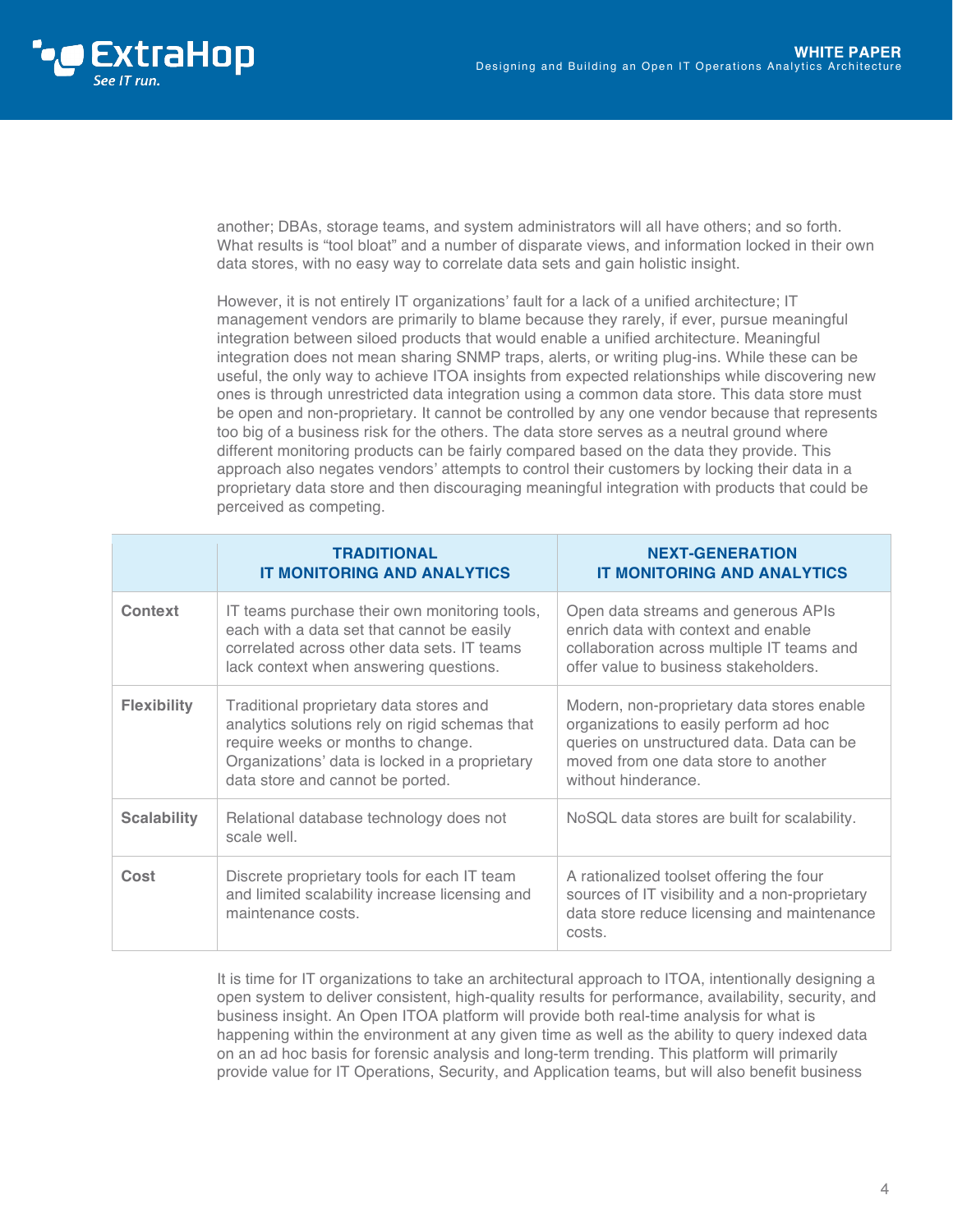another; DBAs, storage teams, and system administrators will all have others; and so forth. What results is "tool bloat" and a number of disparate views, and information locked in their own data stores, with no easy way to correlate data sets and gain holistic insight.

However, it is not entirely IT organizations' fault for a lack of a unified architecture; IT management vendors are primarily to blame because they rarely, if ever, pursue meaningful integration between siloed products that would enable a unified architecture. Meaningful integration does not mean sharing SNMP traps, alerts, or writing plug-ins. While these can be useful, the only way to achieve ITOA insights from expected relationships while discovering new ones is through unrestricted data integration using a common data store. This data store must be open and non-proprietary. It cannot be controlled by any one vendor because that represents too big of a business risk for the others. The data store serves as a neutral ground where different monitoring products can be fairly compared based on the data they provide. This approach also negates vendors' attempts to control their customers by locking their data in a proprietary data store and then discouraging meaningful integration with products that could be perceived as competing.

| | TRADITIONAL IT MONITORING AND ANALYTICS | NEXT-GENERATION IT MONITORING AND ANALYTICS |
|---|---|---|
| **Context** | IT teams purchase their own monitoring tools, each with a data set that cannot be easily correlated across other data sets. IT teams lack context when answering questions. | Open data streams and generous APIs enrich data with context and enable collaboration across multiple IT teams and offer value to business stakeholders. |
| **Flexibility** | Traditional proprietary data stores and analytics solutions rely on rigid schemas that require weeks or months to change. Organizations' data is locked in a proprietary data store and cannot be ported. | Modern, non-proprietary data stores enable organizations to easily perform ad hoc queries on unstructured data. Data can be moved from one data store to another without hinderance. |
| **Scalability** | Relational database technology does not scale well. | NoSQL data stores are built for scalability. |
| **Cost** | Discrete proprietary tools for each IT team and limited scalability increase licensing and maintenance costs. | A rationalized toolset offering the four sources of IT visibility and a non-proprietary data store reduce licensing and maintenance costs. |

It is time for IT organizations to take an architectural approach to ITOA, intentionally designing a open system to deliver consistent, high-quality results for performance, availability, security, and business insight. An Open ITOA platform will provide both real-time analysis for what is happening within the environment at any given time as well as the ability to query indexed data on an ad hoc basis for forensic analysis and long-term trending. This platform will primarily provide value for IT Operations, Security, and Application teams, but will also benefit business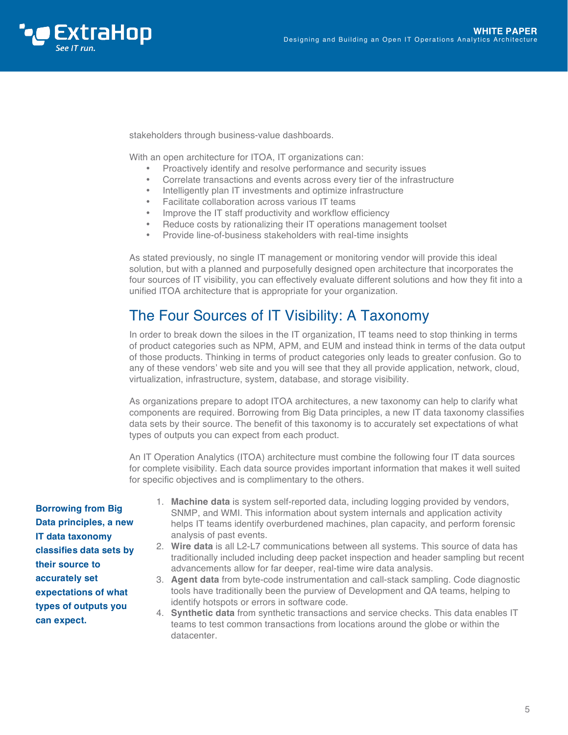stakeholders through business-value dashboards.

With an open architecture for ITOA, IT organizations can:

- Proactively identify and resolve performance and security issues
- Correlate transactions and events across every tier of the infrastructure
- Intelligently plan IT investments and optimize infrastructure
- Facilitate collaboration across various IT teams
- Improve the IT staff productivity and workflow efficiency
- Reduce costs by rationalizing their IT operations management toolset
- Provide line-of-business stakeholders with real-time insights

As stated previously, no single IT management or monitoring vendor will provide this ideal solution, but with a planned and purposefully designed open architecture that incorporates the four sources of IT visibility, you can effectively evaluate different solutions and how they fit into a unified ITOA architecture that is appropriate for your organization.

## The Four Sources of IT Visibility: A Taxonomy

In order to break down the siloes in the IT organization, IT teams need to stop thinking in terms of product categories such as NPM, APM, and EUM and instead think in terms of the data output of those products. Thinking in terms of product categories only leads to greater confusion. Go to any of these vendors' web site and you will see that they all provide application, network, cloud, virtualization, infrastructure, system, database, and storage visibility.

As organizations prepare to adopt ITOA architectures, a new taxonomy can help to clarify what components are required. Borrowing from Big Data principles, a new IT data taxonomy classifies data sets by their source. The benefit of this taxonomy is to accurately set expectations of what types of outputs you can expect from each product.

An IT Operation Analytics (ITOA) architecture must combine the following four IT data sources for complete visibility. Each data source provides important information that makes it well suited for specific objectives and is complimentary to the others.

**Borrowing from Big Data principles, a new IT data taxonomy classifies data sets by their source to accurately set expectations of what types of outputs you can expect.**

1. **Machine data** is system self-reported data, including logging provided by vendors, SNMP, and WMI. This information about system internals and application activity helps IT teams identify overburdened machines, plan capacity, and perform forensic analysis of past events.
2. **Wire data** is all L2-L7 communications between all systems. This source of data has traditionally included including deep packet inspection and header sampling but recent advancements allow for far deeper, real-time wire data analysis.
3. **Agent data** from byte-code instrumentation and call-stack sampling. Code diagnostic tools have traditionally been the purview of Development and QA teams, helping to identify hotspots or errors in software code.
4. **Synthetic data** from synthetic transactions and service checks. This data enables IT teams to test common transactions from locations around the globe or within the datacenter.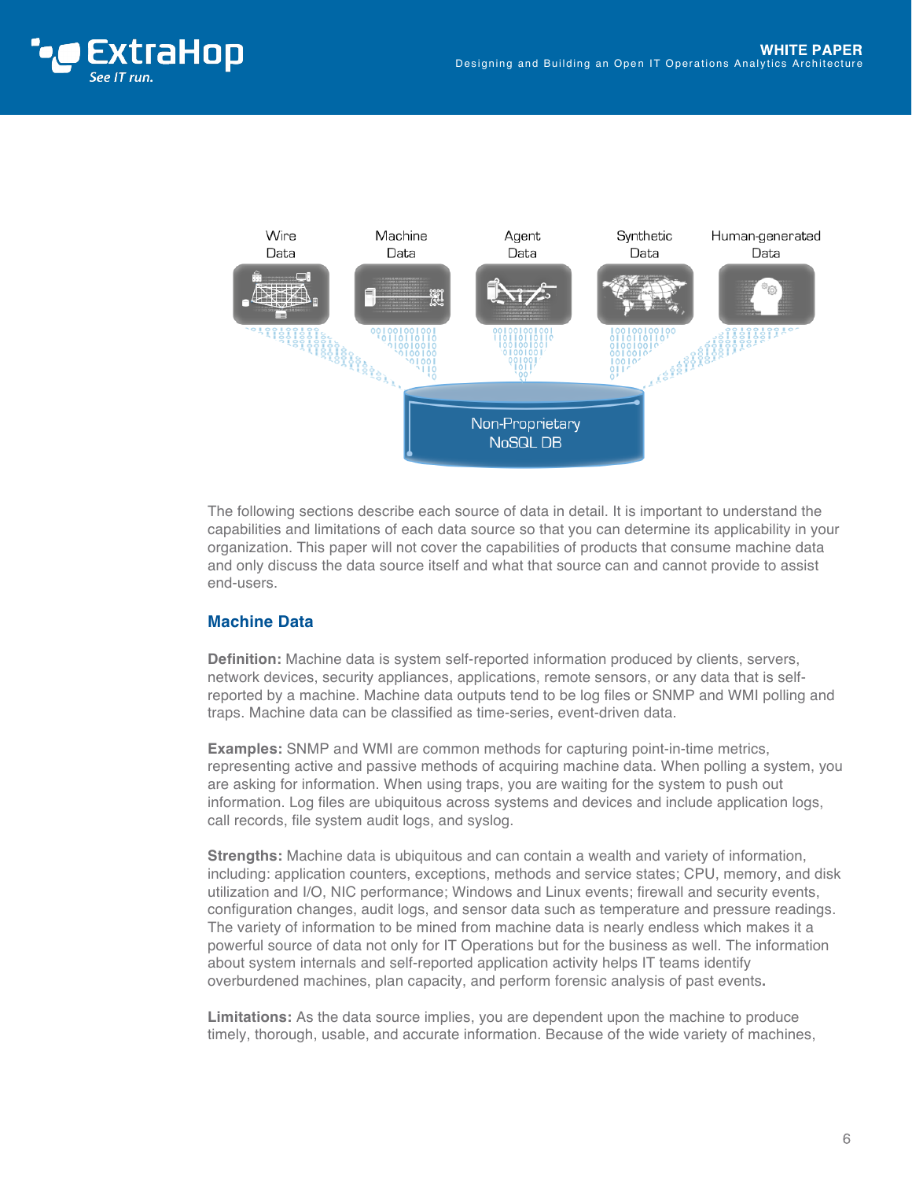Wire Data

Machine Data

Agent Data

Synthetic Data

Human-generated Data

Non-Proprietary NoSQL DB

The following sections describe each source of data in detail. It is important to understand the capabilities and limitations of each data source so that you can determine its applicability in your organization. This paper will not cover the capabilities of products that consume machine data and only discuss the data source itself and what that source can and cannot provide to assist end-users.

## Machine Data

**Definition:** Machine data is system self-reported information produced by clients, servers, network devices, security appliances, applications, remote sensors, or any data that is self-reported by a machine. Machine data outputs tend to be log files or SNMP and WMI polling and traps. Machine data can be classified as time-series, event-driven data.

**Examples:** SNMP and WMI are common methods for capturing point-in-time metrics, representing active and passive methods of acquiring machine data. When polling a system, you are asking for information. When using traps, you are waiting for the system to push out information. Log files are ubiquitous across systems and devices and include application logs, call records, file system audit logs, and syslog.

**Strengths:** Machine data is ubiquitous and can contain a wealth and variety of information, including: application counters, exceptions, methods and service states; CPU, memory, and disk utilization and I/O, NIC performance; Windows and Linux events; firewall and security events, configuration changes, audit logs, and sensor data such as temperature and pressure readings. The variety of information to be mined from machine data is nearly endless which makes it a powerful source of data not only for IT Operations but for the business as well. The information about system internals and self-reported application activity helps IT teams identify overburdened machines, plan capacity, and perform forensic analysis of past events.

**Limitations:** As the data source implies, you are dependent upon the machine to produce timely, thorough, usable, and accurate information. Because of the wide variety of machines,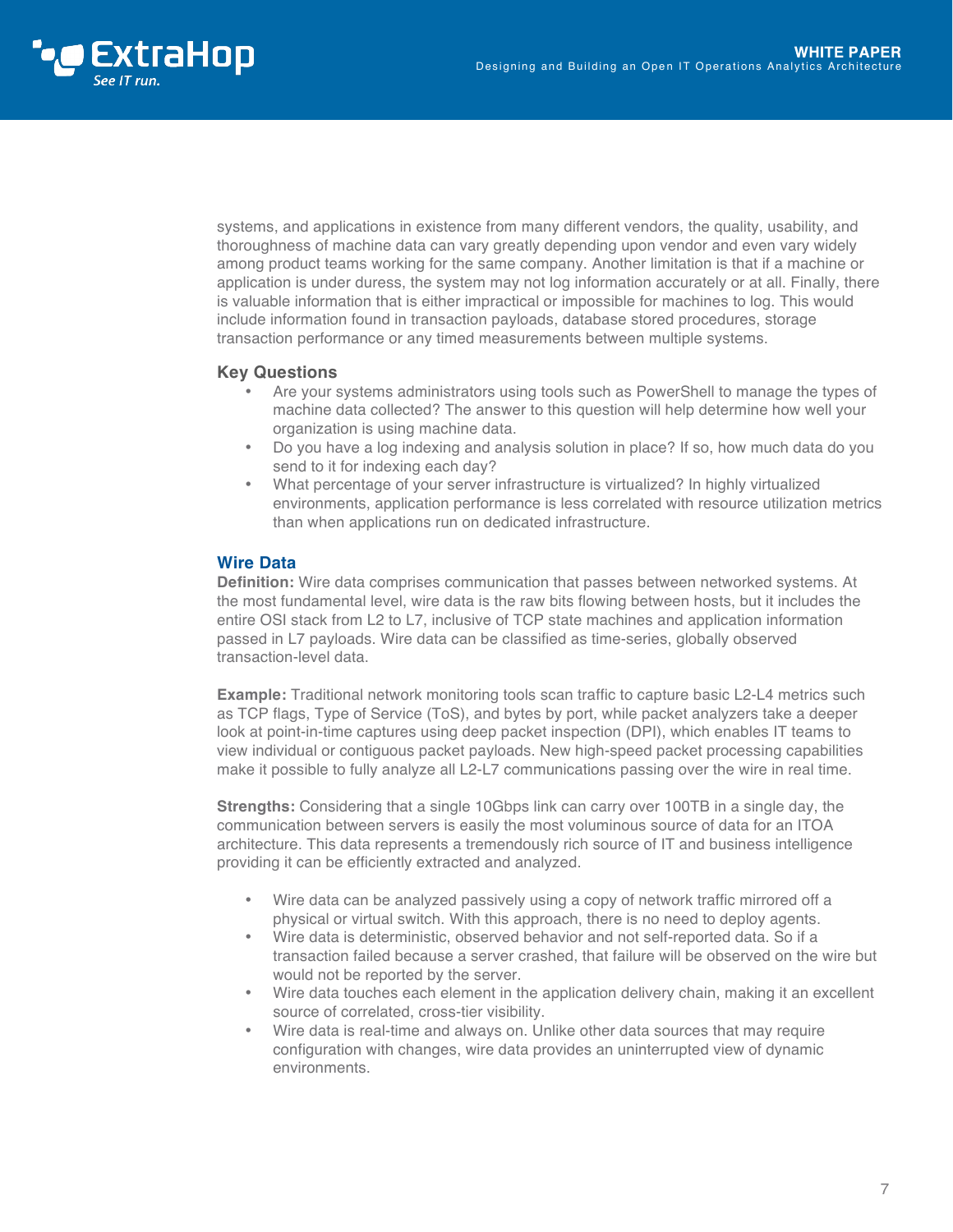systems, and applications in existence from many different vendors, the quality, usability, and thoroughness of machine data can vary greatly depending upon vendor and even vary widely among product teams working for the same company. Another limitation is that if a machine or application is under duress, the system may not log information accurately or at all. Finally, there is valuable information that is either impractical or impossible for machines to log. This would include information found in transaction payloads, database stored procedures, storage transaction performance or any timed measurements between multiple systems.

### Key Questions

- Are your systems administrators using tools such as PowerShell to manage the types of machine data collected? The answer to this question will help determine how well your organization is using machine data.
- Do you have a log indexing and analysis solution in place? If so, how much data do you send to it for indexing each day?
- What percentage of your server infrastructure is virtualized? In highly virtualized environments, application performance is less correlated with resource utilization metrics than when applications run on dedicated infrastructure.

## Wire Data

**Definition:** Wire data comprises communication that passes between networked systems. At the most fundamental level, wire data is the raw bits flowing between hosts, but it includes the entire OSI stack from L2 to L7, inclusive of TCP state machines and application information passed in L7 payloads. Wire data can be classified as time-series, globally observed transaction-level data.

**Example:** Traditional network monitoring tools scan traffic to capture basic L2-L4 metrics such as TCP flags, Type of Service (ToS), and bytes by port, while packet analyzers take a deeper look at point-in-time captures using deep packet inspection (DPI), which enables IT teams to view individual or contiguous packet payloads. New high-speed packet processing capabilities make it possible to fully analyze all L2-L7 communications passing over the wire in real time.

**Strengths:** Considering that a single 10Gbps link can carry over 100TB in a single day, the communication between servers is easily the most voluminous source of data for an ITOA architecture. This data represents a tremendously rich source of IT and business intelligence providing it can be efficiently extracted and analyzed.

- Wire data can be analyzed passively using a copy of network traffic mirrored off a physical or virtual switch. With this approach, there is no need to deploy agents.
- Wire data is deterministic, observed behavior and not self-reported data. So if a transaction failed because a server crashed, that failure will be observed on the wire but would not be reported by the server.
- Wire data touches each element in the application delivery chain, making it an excellent source of correlated, cross-tier visibility.
- Wire data is real-time and always on. Unlike other data sources that may require configuration with changes, wire data provides an uninterrupted view of dynamic environments.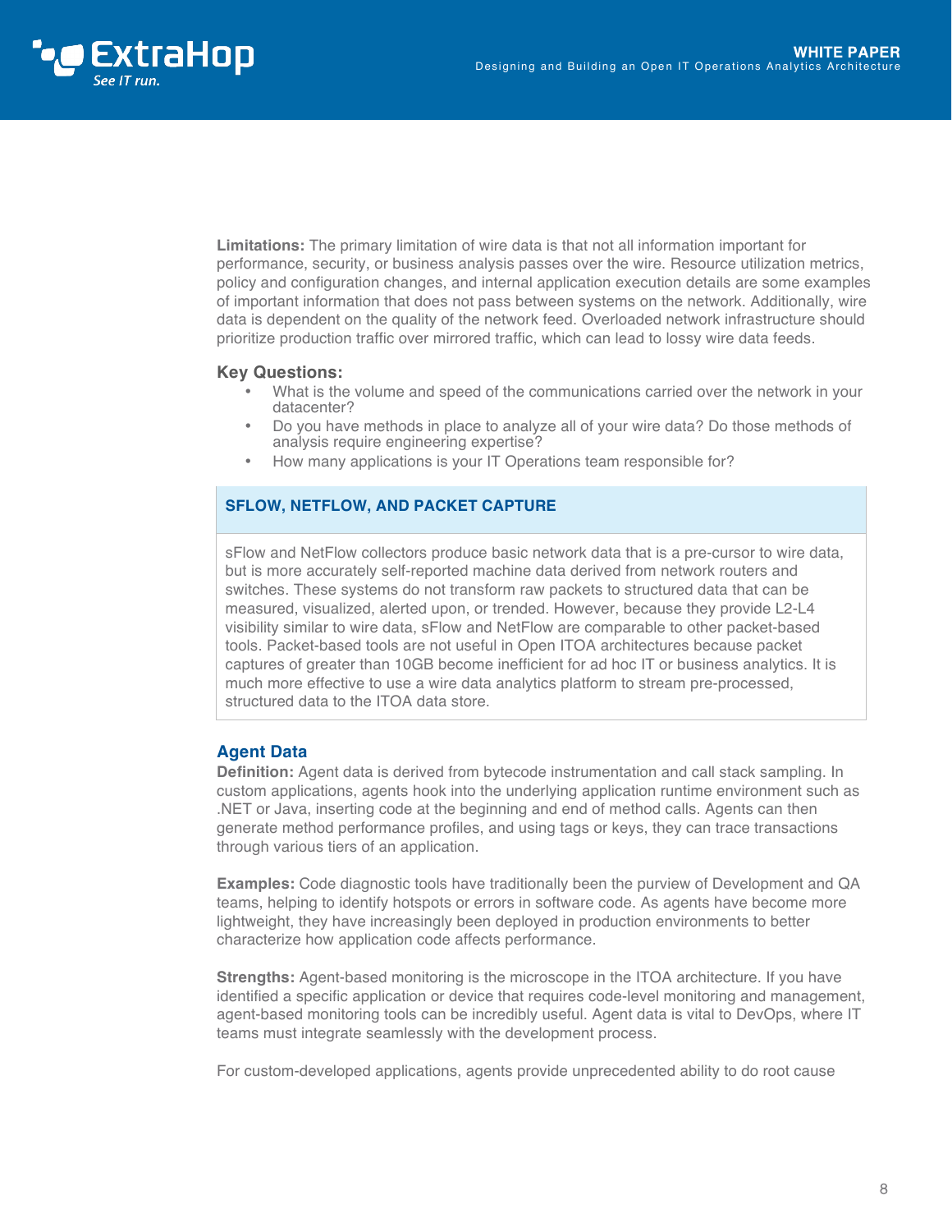**Limitations:** The primary limitation of wire data is that not all information important for performance, security, or business analysis passes over the wire. Resource utilization metrics, policy and configuration changes, and internal application execution details are some examples of important information that does not pass between systems on the network. Additionally, wire data is dependent on the quality of the network feed. Overloaded network infrastructure should prioritize production traffic over mirrored traffic, which can lead to lossy wire data feeds.

**Key Questions:**

- What is the volume and speed of the communications carried over the network in your datacenter?
- Do you have methods in place to analyze all of your wire data? Do those methods of analysis require engineering expertise?
- How many applications is your IT Operations team responsible for?

### SFLOW, NETFLOW, AND PACKET CAPTURE

sFlow and NetFlow collectors produce basic network data that is a pre-cursor to wire data, but is more accurately self-reported machine data derived from network routers and switches. These systems do not transform raw packets to structured data that can be measured, visualized, alerted upon, or trended. However, because they provide L2-L4 visibility similar to wire data, sFlow and NetFlow are comparable to other packet-based tools. Packet-based tools are not useful in Open ITOA architectures because packet captures of greater than 10GB become inefficient for ad hoc IT or business analytics. It is much more effective to use a wire data analytics platform to stream pre-processed, structured data to the ITOA data store.

## Agent Data

**Definition:** Agent data is derived from bytecode instrumentation and call stack sampling. In custom applications, agents hook into the underlying application runtime environment such as .NET or Java, inserting code at the beginning and end of method calls. Agents can then generate method performance profiles, and using tags or keys, they can trace transactions through various tiers of an application.

**Examples:** Code diagnostic tools have traditionally been the purview of Development and QA teams, helping to identify hotspots or errors in software code. As agents have become more lightweight, they have increasingly been deployed in production environments to better characterize how application code affects performance.

**Strengths:** Agent-based monitoring is the microscope in the ITOA architecture. If you have identified a specific application or device that requires code-level monitoring and management, agent-based monitoring tools can be incredibly useful. Agent data is vital to DevOps, where IT teams must integrate seamlessly with the development process.

For custom-developed applications, agents provide unprecedented ability to do root cause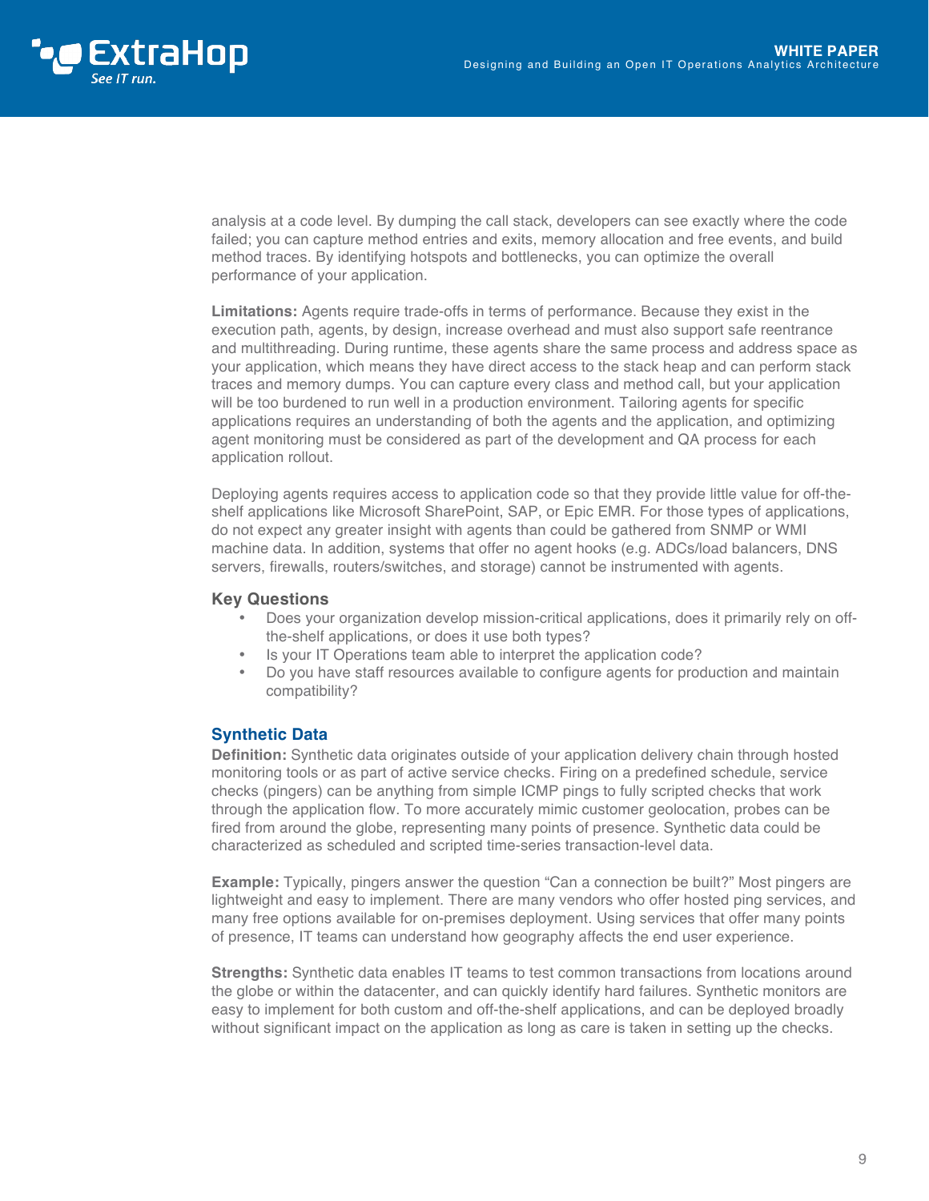analysis at a code level. By dumping the call stack, developers can see exactly where the code failed; you can capture method entries and exits, memory allocation and free events, and build method traces. By identifying hotspots and bottlenecks, you can optimize the overall performance of your application.

**Limitations:** Agents require trade-offs in terms of performance. Because they exist in the execution path, agents, by design, increase overhead and must also support safe reentrance and multithreading. During runtime, these agents share the same process and address space as your application, which means they have direct access to the stack heap and can perform stack traces and memory dumps. You can capture every class and method call, but your application will be too burdened to run well in a production environment. Tailoring agents for specific applications requires an understanding of both the agents and the application, and optimizing agent monitoring must be considered as part of the development and QA process for each application rollout.

Deploying agents requires access to application code so that they provide little value for off-the-shelf applications like Microsoft SharePoint, SAP, or Epic EMR. For those types of applications, do not expect any greater insight with agents than could be gathered from SNMP or WMI machine data. In addition, systems that offer no agent hooks (e.g. ADCs/load balancers, DNS servers, firewalls, routers/switches, and storage) cannot be instrumented with agents.

### Key Questions

- Does your organization develop mission-critical applications, does it primarily rely on off-the-shelf applications, or does it use both types?
- Is your IT Operations team able to interpret the application code?
- Do you have staff resources available to configure agents for production and maintain compatibility?

## Synthetic Data

**Definition:** Synthetic data originates outside of your application delivery chain through hosted monitoring tools or as part of active service checks. Firing on a predefined schedule, service checks (pingers) can be anything from simple ICMP pings to fully scripted checks that work through the application flow. To more accurately mimic customer geolocation, probes can be fired from around the globe, representing many points of presence. Synthetic data could be characterized as scheduled and scripted time-series transaction-level data.

**Example:** Typically, pingers answer the question "Can a connection be built?" Most pingers are lightweight and easy to implement. There are many vendors who offer hosted ping services, and many free options available for on-premises deployment. Using services that offer many points of presence, IT teams can understand how geography affects the end user experience.

**Strengths:** Synthetic data enables IT teams to test common transactions from locations around the globe or within the datacenter, and can quickly identify hard failures. Synthetic monitors are easy to implement for both custom and off-the-shelf applications, and can be deployed broadly without significant impact on the application as long as care is taken in setting up the checks.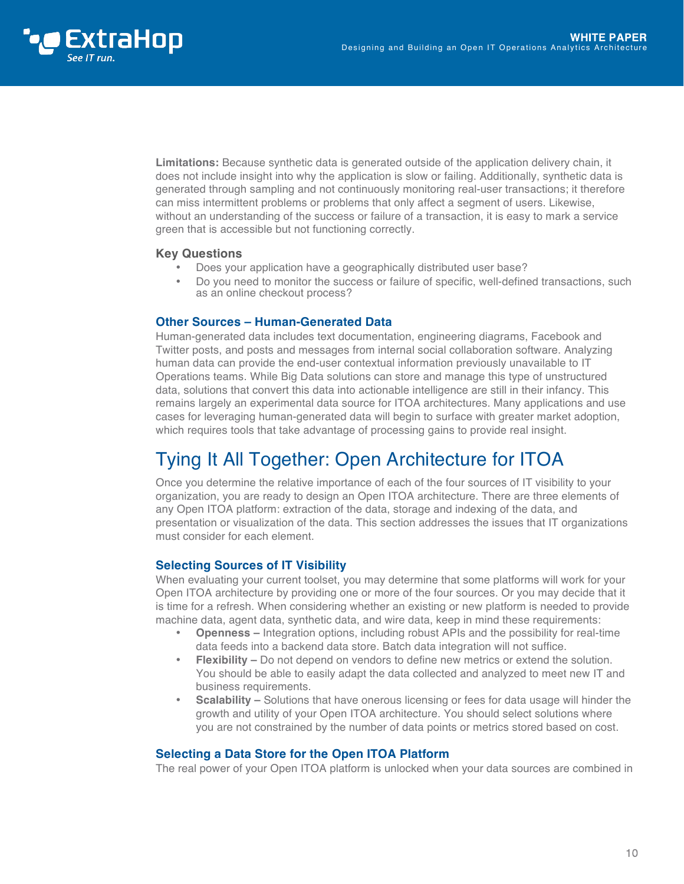**Limitations:** Because synthetic data is generated outside of the application delivery chain, it does not include insight into why the application is slow or failing. Additionally, synthetic data is generated through sampling and not continuously monitoring real-user transactions; it therefore can miss intermittent problems or problems that only affect a segment of users. Likewise, without an understanding of the success or failure of a transaction, it is easy to mark a service green that is accessible but not functioning correctly.

### Key Questions

- Does your application have a geographically distributed user base?
- Do you need to monitor the success or failure of specific, well-defined transactions, such as an online checkout process?

### Other Sources – Human-Generated Data

Human-generated data includes text documentation, engineering diagrams, Facebook and Twitter posts, and posts and messages from internal social collaboration software. Analyzing human data can provide the end-user contextual information previously unavailable to IT Operations teams. While Big Data solutions can store and manage this type of unstructured data, solutions that convert this data into actionable intelligence are still in their infancy. This remains largely an experimental data source for ITOA architectures. Many applications and use cases for leveraging human-generated data will begin to surface with greater market adoption, which requires tools that take advantage of processing gains to provide real insight.

## Tying It All Together: Open Architecture for ITOA

Once you determine the relative importance of each of the four sources of IT visibility to your organization, you are ready to design an Open ITOA architecture. There are three elements of any Open ITOA platform: extraction of the data, storage and indexing of the data, and presentation or visualization of the data. This section addresses the issues that IT organizations must consider for each element.

### Selecting Sources of IT Visibility

When evaluating your current toolset, you may determine that some platforms will work for your Open ITOA architecture by providing one or more of the four sources. Or you may decide that it is time for a refresh. When considering whether an existing or new platform is needed to provide machine data, agent data, synthetic data, and wire data, keep in mind these requirements:

- **Openness –** Integration options, including robust APIs and the possibility for real-time data feeds into a backend data store. Batch data integration will not suffice.
- **Flexibility –** Do not depend on vendors to define new metrics or extend the solution. You should be able to easily adapt the data collected and analyzed to meet new IT and business requirements.
- **Scalability –** Solutions that have onerous licensing or fees for data usage will hinder the growth and utility of your Open ITOA architecture. You should select solutions where you are not constrained by the number of data points or metrics stored based on cost.

### Selecting a Data Store for the Open ITOA Platform

The real power of your Open ITOA platform is unlocked when your data sources are combined in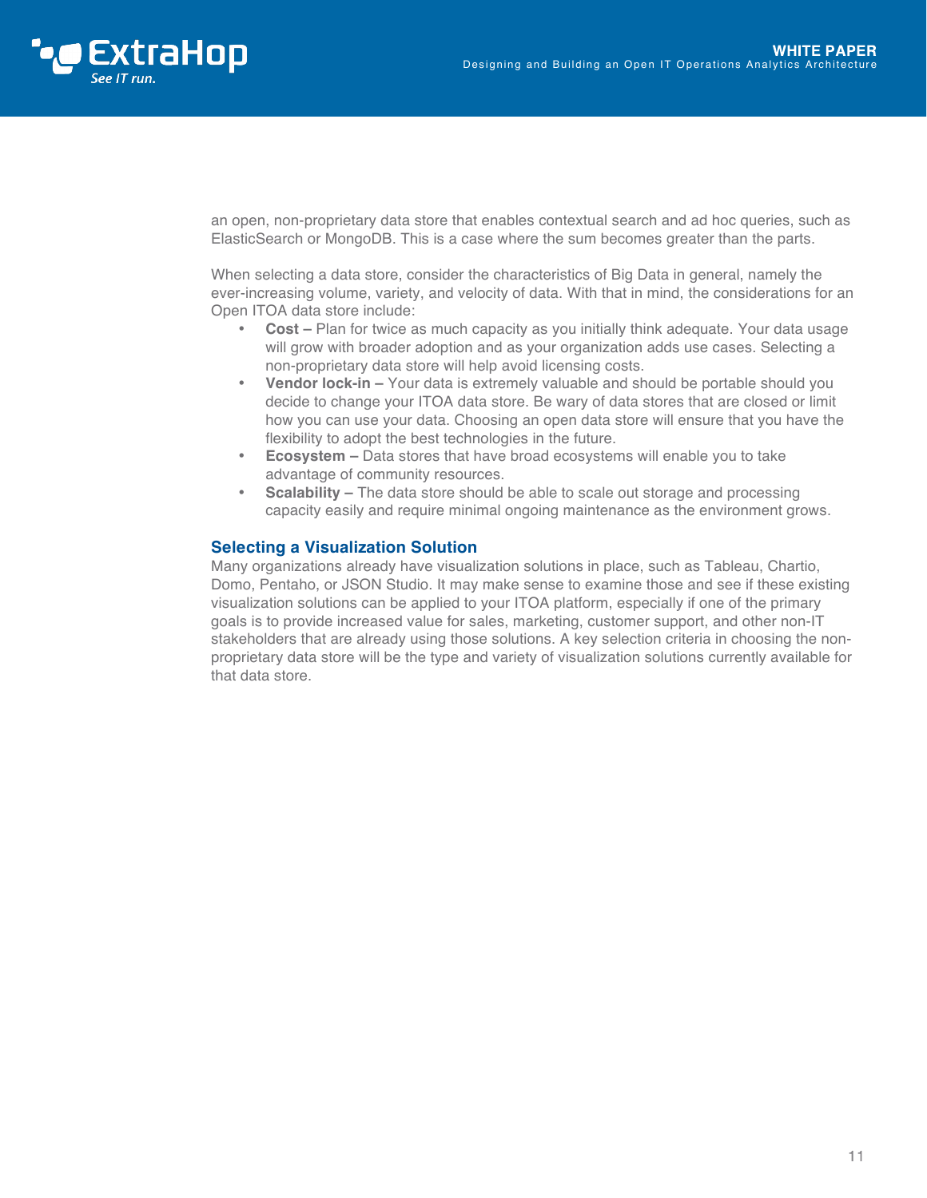an open, non-proprietary data store that enables contextual search and ad hoc queries, such as ElasticSearch or MongoDB. This is a case where the sum becomes greater than the parts.

When selecting a data store, consider the characteristics of Big Data in general, namely the ever-increasing volume, variety, and velocity of data. With that in mind, the considerations for an Open ITOA data store include:

- **Cost –** Plan for twice as much capacity as you initially think adequate. Your data usage will grow with broader adoption and as your organization adds use cases. Selecting a non-proprietary data store will help avoid licensing costs.
- **Vendor lock-in –** Your data is extremely valuable and should be portable should you decide to change your ITOA data store. Be wary of data stores that are closed or limit how you can use your data. Choosing an open data store will ensure that you have the flexibility to adopt the best technologies in the future.
- **Ecosystem –** Data stores that have broad ecosystems will enable you to take advantage of community resources.
- **Scalability –** The data store should be able to scale out storage and processing capacity easily and require minimal ongoing maintenance as the environment grows.

### Selecting a Visualization Solution

Many organizations already have visualization solutions in place, such as Tableau, Chartio, Domo, Pentaho, or JSON Studio. It may make sense to examine those and see if these existing visualization solutions can be applied to your ITOA platform, especially if one of the primary goals is to provide increased value for sales, marketing, customer support, and other non-IT stakeholders that are already using those solutions. A key selection criteria in choosing the non-proprietary data store will be the type and variety of visualization solutions currently available for that data store.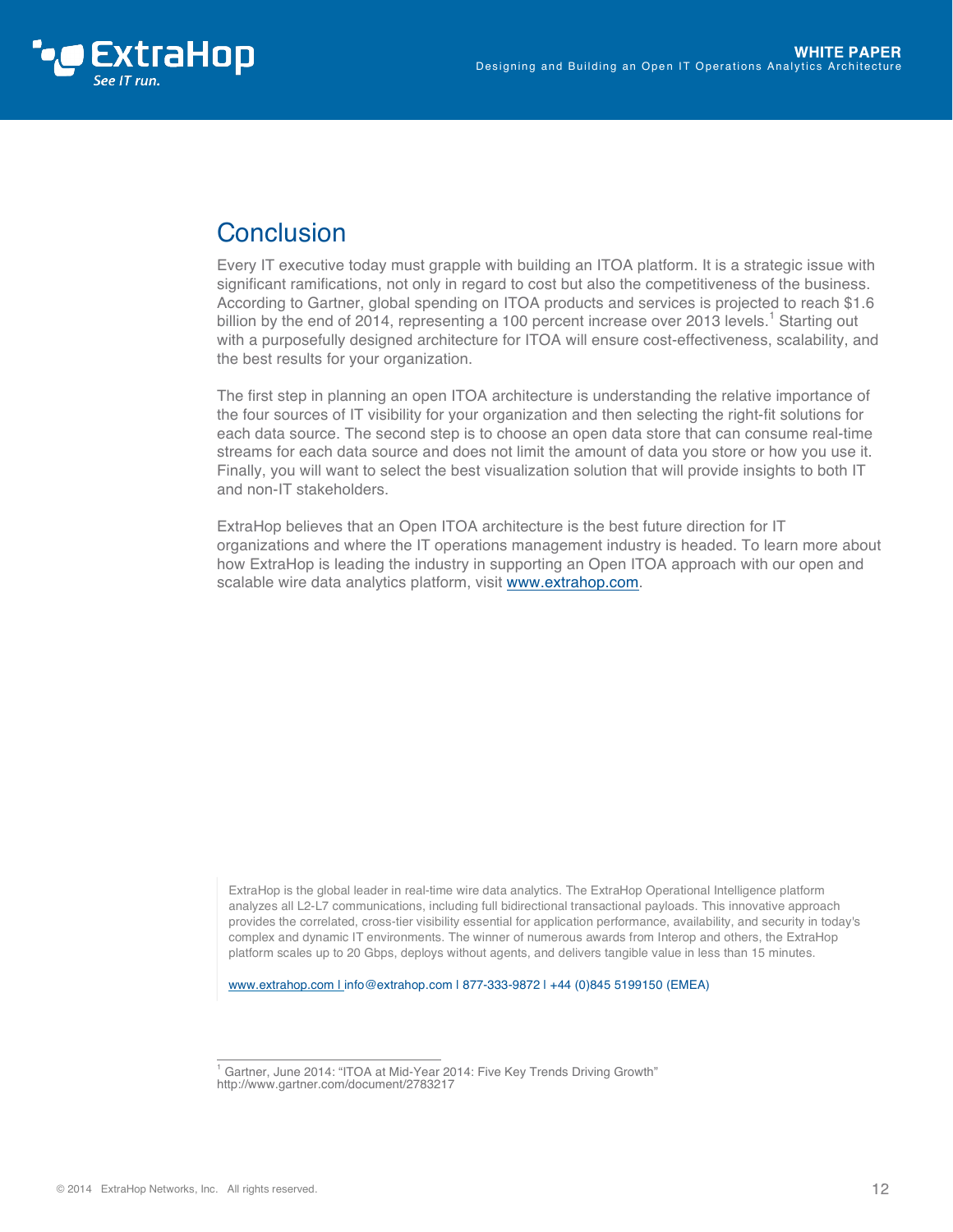## Conclusion

Every IT executive today must grapple with building an ITOA platform. It is a strategic issue with significant ramifications, not only in regard to cost but also the competitiveness of the business. According to Gartner, global spending on ITOA products and services is projected to reach $1.6 billion by the end of 2014, representing a 100 percent increase over 2013 levels.[1] Starting out with a purposefully designed architecture for ITOA will ensure cost-effectiveness, scalability, and the best results for your organization.

The first step in planning an open ITOA architecture is understanding the relative importance of the four sources of IT visibility for your organization and then selecting the right-fit solutions for each data source. The second step is to choose an open data store that can consume real-time streams for each data source and does not limit the amount of data you store or how you use it. Finally, you will want to select the best visualization solution that will provide insights to both IT and non-IT stakeholders.

ExtraHop believes that an Open ITOA architecture is the best future direction for IT organizations and where the IT operations management industry is headed. To learn more about how ExtraHop is leading the industry in supporting an Open ITOA approach with our open and scalable wire data analytics platform, visit www.extrahop.com.

ExtraHop is the global leader in real-time wire data analytics. The ExtraHop Operational Intelligence platform analyzes all L2-L7 communications, including full bidirectional transactional payloads. This innovative approach provides the correlated, cross-tier visibility essential for application performance, availability, and security in today's complex and dynamic IT environments. The winner of numerous awards from Interop and others, the ExtraHop platform scales up to 20 Gbps, deploys without agents, and delivers tangible value in less than 15 minutes.

www.extrahop.com | info@extrahop.com | 877-333-9872 | +44 (0)845 5199150 (EMEA)

[1] Gartner, June 2014: "ITOA at Mid-Year 2014: Five Key Trends Driving Growth" http://www.gartner.com/document/2783217

© 2014 ExtraHop Networks, Inc. All rights reserved.